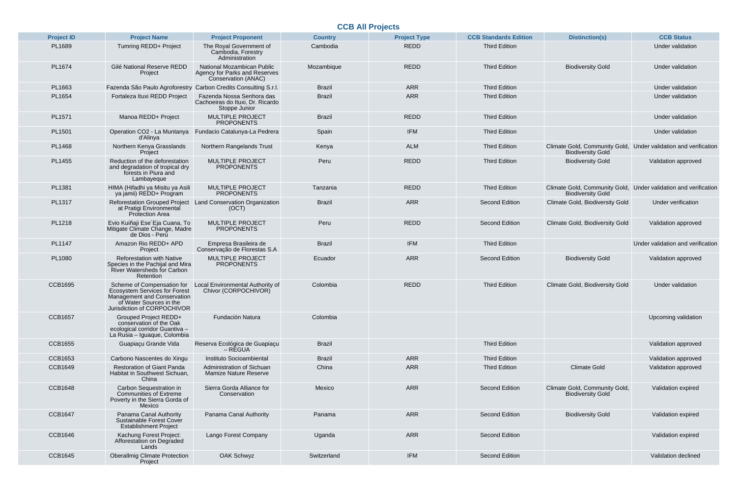# CCB All Projects

| Project ID | Project Name | Project Proponent | Country | Project Type | CCB Standards Edition | Distinction(s) | CCB Status |
|---|---|---|---|---|---|---|---|
| PL1689 | Tumring REDD+ Project | The Royal Government of Cambodia, Forestry Administration | Cambodia | REDD | Third Edition | | Under validation |
| PL1674 | Gilé National Reserve REDD Project | National Mozambican Public Agency for Parks and Reserves Conservation (ANAC) | Mozambique | REDD | Third Edition | Biodiversity Gold | Under validation |
| PL1663 | Fazenda São Paulo Agroforestry | Carbon Credits Consulting S.r.l. | Brazil | ARR | Third Edition | | Under validation |
| PL1654 | Fortaleza Ituxi REDD Project | Fazenda Nossa Senhora das Cachoeiras do Ituxi, Dr. Ricardo Stoppe Junior | Brazil | ARR | Third Edition | | Under validation |
| PL1571 | Manoa REDD+ Project | MULTIPLE PROJECT PROPONENTS | Brazil | REDD | Third Edition | | Under validation |
| PL1501 | Operation CO2 - La Muntanya d'Alinya | Fundacio Catalunya-La Pedrera | Spain | IFM | Third Edition | | Under validation |
| PL1468 | Northern Kenya Grasslands Project | Northern Rangelands Trust | Kenya | ALM | Third Edition | Climate Gold, Community Gold, Biodiversity Gold | Under validation and verification |
| PL1455 | Reduction of the deforestation and degradation of tropical dry forests in Piura and Lambayeque | MULTIPLE PROJECT PROPONENTS | Peru | REDD | Third Edition | Biodiversity Gold | Validation approved |
| PL1381 | HIMA (Hifadhi ya Misitu ya Asili ya jamii) REDD+ Program | MULTIPLE PROJECT PROPONENTS | Tanzania | REDD | Third Edition | Climate Gold, Community Gold, Biodiversity Gold | Under validation and verification |
| PL1317 | Reforestation Grouped Project at Pratigi Environmental Protection Area | Land Conservation Organization (OCT) | Brazil | ARR | Second Edition | Climate Gold, Biodiversity Gold | Under verification |
| PL1218 | Evio Kuiñaji Ese´Eja Cuana, To Mitigate Climate Change, Madre de Dios - Perú | MULTIPLE PROJECT PROPONENTS | Peru | REDD | Second Edition | Climate Gold, Biodiversity Gold | Validation approved |
| PL1147 | Amazon Rio REDD+ APD Project | Empresa Brasileira de Conservação de Florestas S.A | Brazil | IFM | Third Edition | | Under validation and verification |
| PL1080 | Reforestation with Native Species in the Pachijal and Mira River Watersheds for Carbon Retention | MULTIPLE PROJECT PROPONENTS | Ecuador | ARR | Second Edition | Biodiversity Gold | Validation approved |
| CCB1695 | Scheme of Compensation for Ecosystem Services for Forest Management and Conservation of Water Sources in the Jurisdiction of CORPOCHIVOR | Local Environmental Authority of Chivor (CORPOCHIVOR) | Colombia | REDD | Third Edition | Climate Gold, Biodiversity Gold | Under validation |
| CCB1657 | Grouped Project REDD+ conservation of the Oak ecological corridor Guantiva – La Rusia – Iguaque, Colombia | Fundación Natura | Colombia | | | | Upcoming validation |
| CCB1655 | Guapiaçu Grande Vida | Reserva Ecológica de Guapiaçu – REGUA | Brazil | | Third Edition | | Validation approved |
| CCB1653 | Carbono Nascentes do Xingu | Instituto Socioambiental | Brazil | ARR | Third Edition | | Validation approved |
| CCB1649 | Restoration of Giant Panda Habitat in Southwest Sichuan, China | Administration of Sichuan Mamize Nature Reserve | China | ARR | Third Edition | Climate Gold | Validation approved |
| CCB1648 | Carbon Sequestration in Communities of Extreme Poverty in the Sierra Gorda of Mexico | Sierra Gorda Alliance for Conservation | Mexico | ARR | Second Edition | Climate Gold, Community Gold, Biodiversity Gold | Validation expired |
| CCB1647 | Panama Canal Authority Sustainable Forest Cover Establishment Project | Panama Canal Authority | Panama | ARR | Second Edition | Biodiversity Gold | Validation expired |
| CCB1646 | Kachung Forest Project: Afforestation on Degraded Lands | Lango Forest Company | Uganda | ARR | Second Edition | | Validation expired |
| CCB1645 | Oberallmig Climate Protection Project | OAK Schwyz | Switzerland | IFM | Second Edition | | Validation declined |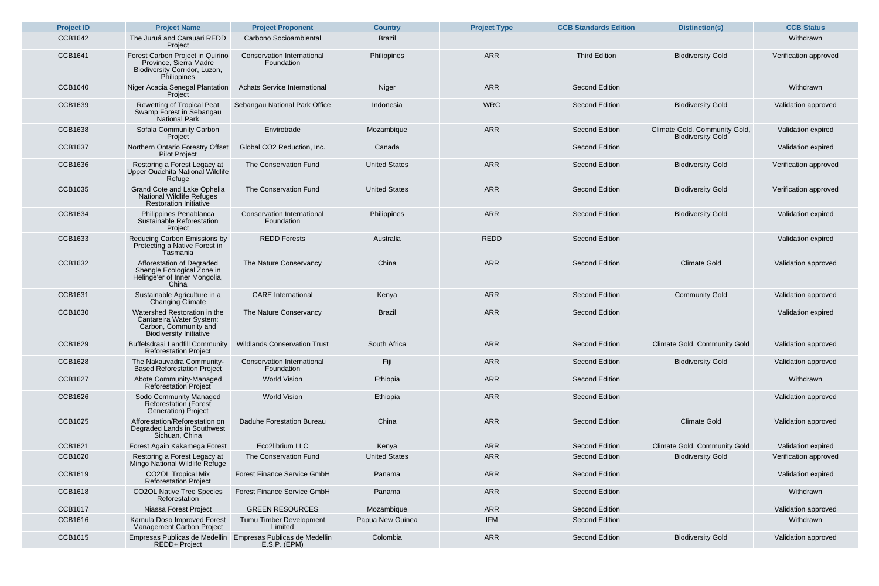| Project ID | Project Name | Project Proponent | Country | Project Type | CCB Standards Edition | Distinction(s) | CCB Status |
|---|---|---|---|---|---|---|---|
| CCB1642 | The Juruá and Carauari REDD Project | Carbono Socioambiental | Brazil | | | | Withdrawn |
| CCB1641 | Forest Carbon Project in Quirino Province, Sierra Madre Biodiversity Corridor, Luzon, Philippines | Conservation International Foundation | Philippines | ARR | Third Edition | Biodiversity Gold | Verification approved |
| CCB1640 | Niger Acacia Senegal Plantation Project | Achats Service International | Niger | ARR | Second Edition | | Withdrawn |
| CCB1639 | Rewetting of Tropical Peat Swamp Forest in Sebangau National Park | Sebangau National Park Office | Indonesia | WRC | Second Edition | Biodiversity Gold | Validation approved |
| CCB1638 | Sofala Community Carbon Project | Envirotrade | Mozambique | ARR | Second Edition | Climate Gold, Community Gold, Biodiversity Gold | Validation expired |
| CCB1637 | Northern Ontario Forestry Offset Pilot Project | Global CO2 Reduction, Inc. | Canada | | Second Edition | | Validation expired |
| CCB1636 | Restoring a Forest Legacy at Upper Ouachita National Wildlife Refuge | The Conservation Fund | United States | ARR | Second Edition | Biodiversity Gold | Verification approved |
| CCB1635 | Grand Cote and Lake Ophelia National Wildlife Refuges Restoration Initiative | The Conservation Fund | United States | ARR | Second Edition | Biodiversity Gold | Verification approved |
| CCB1634 | Philippines Penablanca Sustainable Reforestation Project | Conservation International Foundation | Philippines | ARR | Second Edition | Biodiversity Gold | Validation expired |
| CCB1633 | Reducing Carbon Emissions by Protecting a Native Forest in Tasmania | REDD Forests | Australia | REDD | Second Edition | | Validation expired |
| CCB1632 | Afforestation of Degraded Shengle Ecological Zone in Helinge'er of Inner Mongolia, China | The Nature Conservancy | China | ARR | Second Edition | Climate Gold | Validation approved |
| CCB1631 | Sustainable Agriculture in a Changing Climate | CARE International | Kenya | ARR | Second Edition | Community Gold | Validation approved |
| CCB1630 | Watershed Restoration in the Cantareira Water System: Carbon, Community and Biodiversity Initiative | The Nature Conservancy | Brazil | ARR | Second Edition | | Validation expired |
| CCB1629 | Buffelsdraai Landfill Community Reforestation Project | Wildlands Conservation Trust | South Africa | ARR | Second Edition | Climate Gold, Community Gold | Validation approved |
| CCB1628 | The Nakauvadra Community-Based Reforestation Project | Conservation International Foundation | Fiji | ARR | Second Edition | Biodiversity Gold | Validation approved |
| CCB1627 | Abote Community-Managed Reforestation Project | World Vision | Ethiopia | ARR | Second Edition | | Withdrawn |
| CCB1626 | Sodo Community Managed Reforestation (Forest Generation) Project | World Vision | Ethiopia | ARR | Second Edition | | Validation approved |
| CCB1625 | Afforestation/Reforestation on Degraded Lands in Southwest Sichuan, China | Daduhe Forestation Bureau | China | ARR | Second Edition | Climate Gold | Validation approved |
| CCB1621 | Forest Again Kakamega Forest | Eco2librium LLC | Kenya | ARR | Second Edition | Climate Gold, Community Gold | Validation expired |
| CCB1620 | Restoring a Forest Legacy at Mingo National Wildlife Refuge | The Conservation Fund | United States | ARR | Second Edition | Biodiversity Gold | Verification approved |
| CCB1619 | CO2OL Tropical Mix Reforestation Project | Forest Finance Service GmbH | Panama | ARR | Second Edition | | Validation expired |
| CCB1618 | CO2OL Native Tree Species Reforestation | Forest Finance Service GmbH | Panama | ARR | Second Edition | | Withdrawn |
| CCB1617 | Niassa Forest Project | GREEN RESOURCES | Mozambique | ARR | Second Edition | | Validation approved |
| CCB1616 | Kamula Doso Improved Forest Management Carbon Project | Tumu Timber Development Limited | Papua New Guinea | IFM | Second Edition | | Withdrawn |
| CCB1615 | Empresas Publicas de Medellin REDD+ Project | Empresas Publicas de Medellin E.S.P. (EPM) | Colombia | ARR | Second Edition | Biodiversity Gold | Validation approved |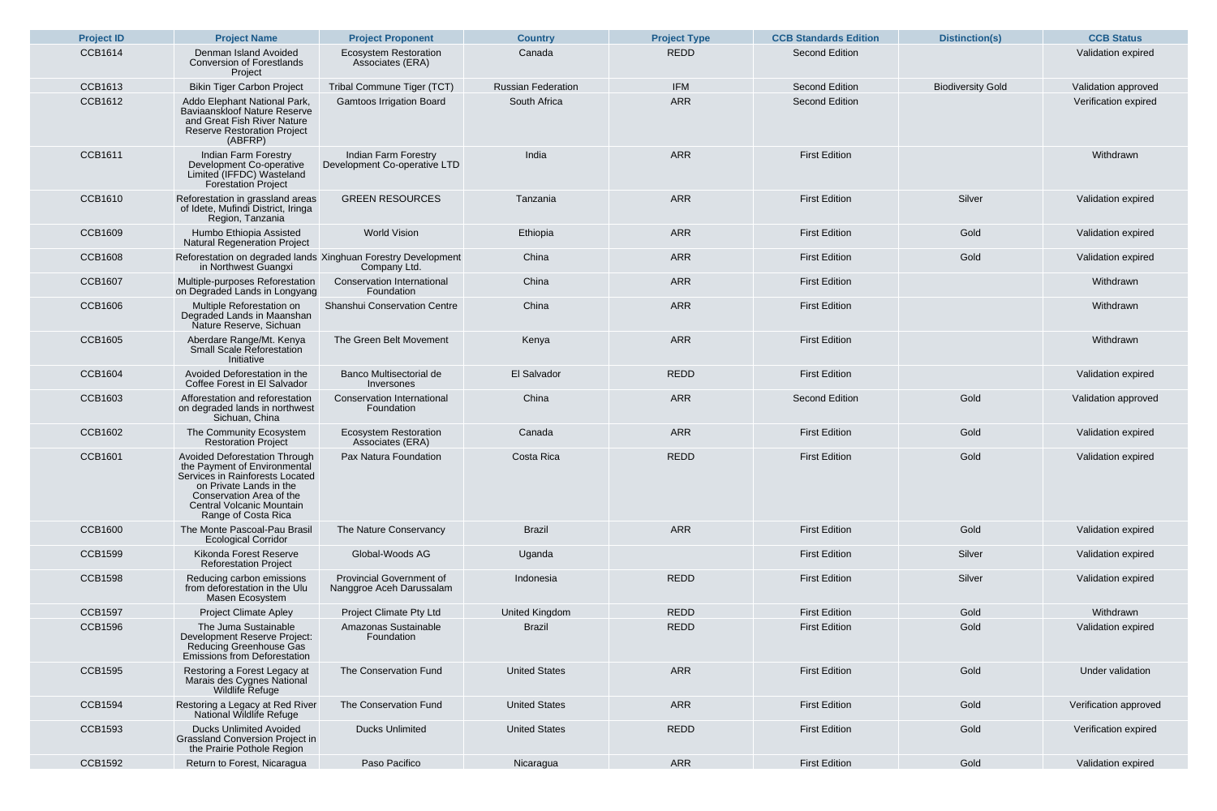| Project ID | Project Name | Project Proponent | Country | Project Type | CCB Standards Edition | Distinction(s) | CCB Status |
|---|---|---|---|---|---|---|---|
| CCB1614 | Denman Island Avoided Conversion of Forestlands Project | Ecosystem Restoration Associates (ERA) | Canada | REDD | Second Edition | | Validation expired |
| CCB1613 | Bikin Tiger Carbon Project | Tribal Commune Tiger (TCT) | Russian Federation | IFM | Second Edition | Biodiversity Gold | Validation approved |
| CCB1612 | Addo Elephant National Park, Baviaanskloof Nature Reserve and Great Fish River Nature Reserve Restoration Project (ABFRP) | Gamtoos Irrigation Board | South Africa | ARR | Second Edition | | Verification expired |
| CCB1611 | Indian Farm Forestry Development Co-operative Limited (IFFDC) Wasteland Forestation Project | Indian Farm Forestry Development Co-operative LTD | India | ARR | First Edition | | Withdrawn |
| CCB1610 | Reforestation in grassland areas of Idete, Mufindi District, Iringa Region, Tanzania | GREEN RESOURCES | Tanzania | ARR | First Edition | Silver | Validation expired |
| CCB1609 | Humbo Ethiopia Assisted Natural Regeneration Project | World Vision | Ethiopia | ARR | First Edition | Gold | Validation expired |
| CCB1608 | Reforestation on degraded lands in Northwest Guangxi | Xinghuan Forestry Development Company Ltd. | China | ARR | First Edition | Gold | Validation expired |
| CCB1607 | Multiple-purposes Reforestation on Degraded Lands in Longyang | Conservation International Foundation | China | ARR | First Edition | | Withdrawn |
| CCB1606 | Multiple Reforestation on Degraded Lands in Maanshan Nature Reserve, Sichuan | Shanshui Conservation Centre | China | ARR | First Edition | | Withdrawn |
| CCB1605 | Aberdare Range/Mt. Kenya Small Scale Reforestation Initiative | The Green Belt Movement | Kenya | ARR | First Edition | | Withdrawn |
| CCB1604 | Avoided Deforestation in the Coffee Forest in El Salvador | Banco Multisectorial de Inversones | El Salvador | REDD | First Edition | | Validation expired |
| CCB1603 | Afforestation and reforestation on degraded lands in northwest Sichuan, China | Conservation International Foundation | China | ARR | Second Edition | Gold | Validation approved |
| CCB1602 | The Community Ecosystem Restoration Project | Ecosystem Restoration Associates (ERA) | Canada | ARR | First Edition | Gold | Validation expired |
| CCB1601 | Avoided Deforestation Through the Payment of Environmental Services in Rainforests Located on Private Lands in the Conservation Area of the Central Volcanic Mountain Range of Costa Rica | Pax Natura Foundation | Costa Rica | REDD | First Edition | Gold | Validation expired |
| CCB1600 | The Monte Pascoal-Pau Brasil Ecological Corridor | The Nature Conservancy | Brazil | ARR | First Edition | Gold | Validation expired |
| CCB1599 | Kikonda Forest Reserve Reforestation Project | Global-Woods AG | Uganda | | First Edition | Silver | Validation expired |
| CCB1598 | Reducing carbon emissions from deforestation in the Ulu Masen Ecosystem | Provincial Government of Nanggroe Aceh Darussalam | Indonesia | REDD | First Edition | Silver | Validation expired |
| CCB1597 | Project Climate Apley | Project Climate Pty Ltd | United Kingdom | REDD | First Edition | Gold | Withdrawn |
| CCB1596 | The Juma Sustainable Development Reserve Project: Reducing Greenhouse Gas Emissions from Deforestation | Amazonas Sustainable Foundation | Brazil | REDD | First Edition | Gold | Validation expired |
| CCB1595 | Restoring a Forest Legacy at Marais des Cygnes National Wildlife Refuge | The Conservation Fund | United States | ARR | First Edition | Gold | Under validation |
| CCB1594 | Restoring a Legacy at Red River National Wildlife Refuge | The Conservation Fund | United States | ARR | First Edition | Gold | Verification approved |
| CCB1593 | Ducks Unlimited Avoided Grassland Conversion Project in the Prairie Pothole Region | Ducks Unlimited | United States | REDD | First Edition | Gold | Verification expired |
| CCB1592 | Return to Forest, Nicaragua | Paso Pacifico | Nicaragua | ARR | First Edition | Gold | Validation expired |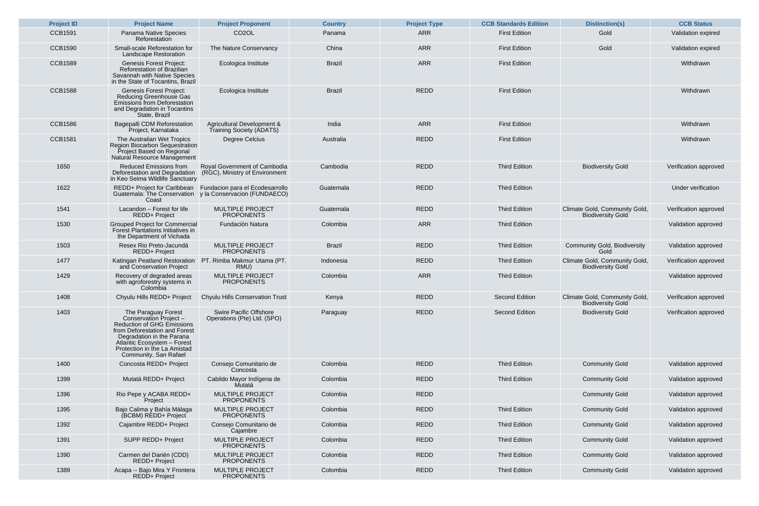| Project ID | Project Name | Project Proponent | Country | Project Type | CCB Standards Edition | Distinction(s) | CCB Status |
| --- | --- | --- | --- | --- | --- | --- | --- |
| CCB1591 | Panama Native Species Reforestation | CO2OL | Panama | ARR | First Edition | Gold | Validation expired |
| CCB1590 | Small-scale Reforestation for Landscape Restoration | The Nature Conservancy | China | ARR | First Edition | Gold | Validation expired |
| CCB1589 | Genesis Forest Project: Reforestation of Brazilian Savannah with Native Species in the State of Tocantins, Brazil | Ecologica Institute | Brazil | ARR | First Edition | | Withdrawn |
| CCB1588 | Genesis Forest Project: Reducing Greenhouse Gas Emissions from Deforestation and Degradation in Tocantins State, Brazil | Ecologica Institute | Brazil | REDD | First Edition | | Withdrawn |
| CCB1586 | Bagepalli CDM Reforestation Project, Karnataka | Agricultural Development & Training Society (ADATS) | India | ARR | First Edition | | Withdrawn |
| CCB1581 | The Australian Wet Tropics Region Biocarbon Sequestration Project Based on Regional Natural Resource Management | Degree Celcius | Australia | REDD | First Edition | | Withdrawn |
| 1650 | Reduced Emissions from Deforestation and Degradation in Keo Seima Wildlife Sanctuary | Royal Government of Cambodia (RGC), Ministry of Environment | Cambodia | REDD | Third Edition | Biodiversity Gold | Verification approved |
| 1622 | REDD+ Project for Caribbean Guatemala: The Conservation Coast | Fundacion para el Ecodesarrollo y la Conservacion (FUNDAECO) | Guatemala | REDD | Third Edition | | Under verification |
| 1541 | Lacandon – Forest for life REDD+ Project | MULTIPLE PROJECT PROPONENTS | Guatemala | REDD | Third Edition | Climate Gold, Community Gold, Biodiversity Gold | Verification approved |
| 1530 | Grouped Project for Commercial Forest Plantations Initiatives in the Department of Vichada | Fundación Natura | Colombia | ARR | Third Edition | | Validation approved |
| 1503 | Resex Rio Preto-Jacundá REDD+ Project | MULTIPLE PROJECT PROPONENTS | Brazil | REDD | Third Edition | Community Gold, Biodiversity Gold | Validation approved |
| 1477 | Katingan Peatland Restoration and Conservation Project | PT. Rimba Makmur Utama (PT. RMU) | Indonesia | REDD | Third Edition | Climate Gold, Community Gold, Biodiversity Gold | Verification approved |
| 1429 | Recovery of degraded areas with agroforestry systems in Colombia | MULTIPLE PROJECT PROPONENTS | Colombia | ARR | Third Edition | | Validation approved |
| 1408 | Chyulu Hills REDD+ Project | Chyulu Hills Conservation Trust | Kenya | REDD | Second Edition | Climate Gold, Community Gold, Biodiversity Gold | Verification approved |
| 1403 | The Paraguay Forest Conservation Project – Reduction of GHG Emissions from Deforestation and Forest Degradation in the Parana Atlantic Ecosystem – Forest Protection in the La Amistad Community, San Rafael | Swire Pacific Offshore Operations (Pte) Ltd. (SPO) | Paraguay | REDD | Second Edition | Biodiversity Gold | Verification approved |
| 1400 | Concosta REDD+ Project | Consejo Comunitario de Concosta | Colombia | REDD | Third Edition | Community Gold | Validation approved |
| 1399 | Mutatá REDD+ Project | Cabildo Mayor Indígena de Mutatá | Colombia | REDD | Third Edition | Community Gold | Validation approved |
| 1396 | Rio Pepe y ACABA REDD+ Project | MULTIPLE PROJECT PROPONENTS | Colombia | REDD | | Community Gold | Validation approved |
| 1395 | Bajo Calima y Bahía Málaga (BCBM) REDD+ Project | MULTIPLE PROJECT PROPONENTS | Colombia | REDD | Third Edition | Community Gold | Validation approved |
| 1392 | Cajambre REDD+ Project | Consejo Comunitario de Cajambre | Colombia | REDD | Third Edition | Community Gold | Validation approved |
| 1391 | SUPP REDD+ Project | MULTIPLE PROJECT PROPONENTS | Colombia | REDD | Third Edition | Community Gold | Validation approved |
| 1390 | Carmen del Darién (CDD) REDD+ Project | MULTIPLE PROJECT PROPONENTS | Colombia | REDD | Third Edition | Community Gold | Validation approved |
| 1389 | Acapa -- Bajo Mira Y Frontera REDD+ Project | MULTIPLE PROJECT PROPONENTS | Colombia | REDD | Third Edition | Community Gold | Validation approved |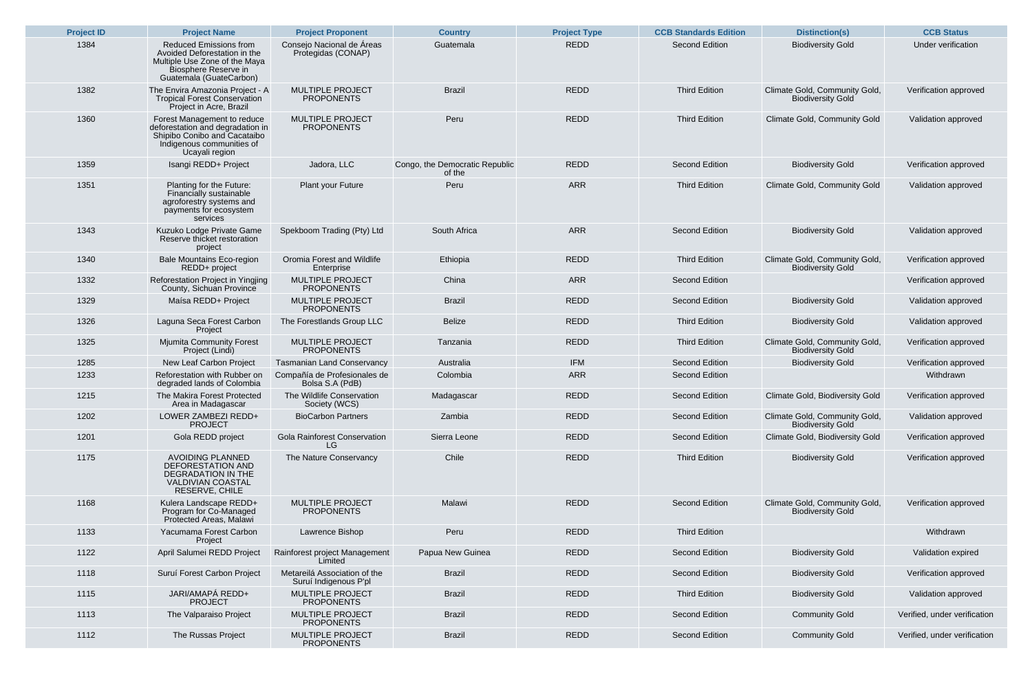| Project ID | Project Name | Project Proponent | Country | Project Type | CCB Standards Edition | Distinction(s) | CCB Status |
|---|---|---|---|---|---|---|---|
| 1384 | Reduced Emissions from Avoided Deforestation in the Multiple Use Zone of the Maya Biosphere Reserve in Guatemala (GuateCarbon) | Consejo Nacional de Áreas Protegidas (CONAP) | Guatemala | REDD | Second Edition | Biodiversity Gold | Under verification |
| 1382 | The Envira Amazonia Project - A Tropical Forest Conservation Project in Acre, Brazil | MULTIPLE PROJECT PROPONENTS | Brazil | REDD | Third Edition | Climate Gold, Community Gold, Biodiversity Gold | Verification approved |
| 1360 | Forest Management to reduce deforestation and degradation in Shipibo Conibo and Cacataibo Indigenous communities of Ucayali region | MULTIPLE PROJECT PROPONENTS | Peru | REDD | Third Edition | Climate Gold, Community Gold | Validation approved |
| 1359 | Isangi REDD+ Project | Jadora, LLC | Congo, the Democratic Republic of the | REDD | Second Edition | Biodiversity Gold | Verification approved |
| 1351 | Planting for the Future: Financially sustainable agroforestry systems and payments for ecosystem services | Plant your Future | Peru | ARR | Third Edition | Climate Gold, Community Gold | Validation approved |
| 1343 | Kuzuko Lodge Private Game Reserve thicket restoration project | Spekboom Trading (Pty) Ltd | South Africa | ARR | Second Edition | Biodiversity Gold | Validation approved |
| 1340 | Bale Mountains Eco-region REDD+ project | Oromia Forest and Wildlife Enterprise | Ethiopia | REDD | Third Edition | Climate Gold, Community Gold, Biodiversity Gold | Verification approved |
| 1332 | Reforestation Project in Yingjing County, Sichuan Province | MULTIPLE PROJECT PROPONENTS | China | ARR | Second Edition | | Verification approved |
| 1329 | Maísa REDD+ Project | MULTIPLE PROJECT PROPONENTS | Brazil | REDD | Second Edition | Biodiversity Gold | Validation approved |
| 1326 | Laguna Seca Forest Carbon Project | The Forestlands Group LLC | Belize | REDD | Third Edition | Biodiversity Gold | Validation approved |
| 1325 | Mjumita Community Forest Project (Lindi) | MULTIPLE PROJECT PROPONENTS | Tanzania | REDD | Third Edition | Climate Gold, Community Gold, Biodiversity Gold | Verification approved |
| 1285 | New Leaf Carbon Project | Tasmanian Land Conservancy | Australia | IFM | Second Edition | Biodiversity Gold | Verification approved |
| 1233 | Reforestation with Rubber on degraded lands of Colombia | Compañía de Profesionales de Bolsa S.A (PdB) | Colombia | ARR | Second Edition | | Withdrawn |
| 1215 | The Makira Forest Protected Area in Madagascar | The Wildlife Conservation Society (WCS) | Madagascar | REDD | Second Edition | Climate Gold, Biodiversity Gold | Verification approved |
| 1202 | LOWER ZAMBEZI REDD+ PROJECT | BioCarbon Partners | Zambia | REDD | Second Edition | Climate Gold, Community Gold, Biodiversity Gold | Validation approved |
| 1201 | Gola REDD project | Gola Rainforest Conservation LG | Sierra Leone | REDD | Second Edition | Climate Gold, Biodiversity Gold | Verification approved |
| 1175 | AVOIDING PLANNED DEFORESTATION AND DEGRADATION IN THE VALDIVIAN COASTAL RESERVE, CHILE | The Nature Conservancy | Chile | REDD | Third Edition | Biodiversity Gold | Verification approved |
| 1168 | Kulera Landscape REDD+ Program for Co-Managed Protected Areas, Malawi | MULTIPLE PROJECT PROPONENTS | Malawi | REDD | Second Edition | Climate Gold, Community Gold, Biodiversity Gold | Verification approved |
| 1133 | Yacumama Forest Carbon Project | Lawrence Bishop | Peru | REDD | Third Edition | | Withdrawn |
| 1122 | April Salumei REDD Project | Rainforest project Management Limited | Papua New Guinea | REDD | Second Edition | Biodiversity Gold | Validation expired |
| 1118 | Suruí Forest Carbon Project | Metareilá Association of the Suruí Indigenous P'pl | Brazil | REDD | Second Edition | Biodiversity Gold | Verification approved |
| 1115 | JARI/AMAPÁ REDD+ PROJECT | MULTIPLE PROJECT PROPONENTS | Brazil | REDD | Third Edition | Biodiversity Gold | Validation approved |
| 1113 | The Valparaiso Project | MULTIPLE PROJECT PROPONENTS | Brazil | REDD | Second Edition | Community Gold | Verified, under verification |
| 1112 | The Russas Project | MULTIPLE PROJECT PROPONENTS | Brazil | REDD | Second Edition | Community Gold | Verified, under verification |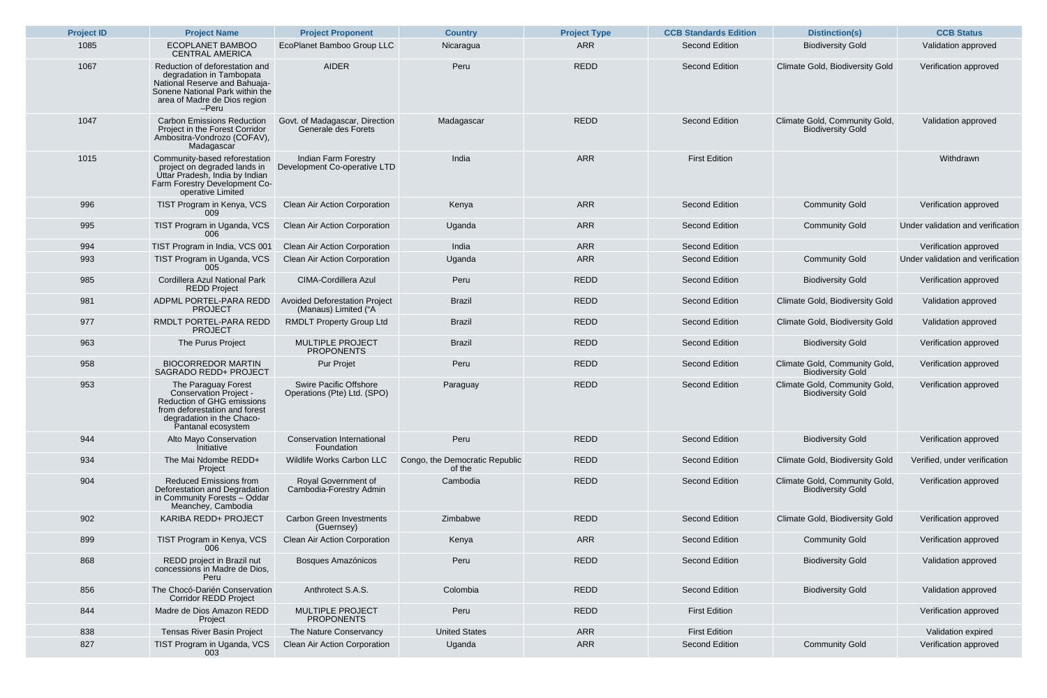| Project ID | Project Name | Project Proponent | Country | Project Type | CCB Standards Edition | Distinction(s) | CCB Status |
|---|---|---|---|---|---|---|---|
| 1085 | ECOPLANET BAMBOO CENTRAL AMERICA | EcoPlanet Bamboo Group LLC | Nicaragua | ARR | Second Edition | Biodiversity Gold | Validation approved |
| 1067 | Reduction of deforestation and degradation in Tambopata National Reserve and Bahuaja-Sonene National Park within the area of Madre de Dios region –Peru | AIDER | Peru | REDD | Second Edition | Climate Gold, Biodiversity Gold | Verification approved |
| 1047 | Carbon Emissions Reduction Project in the Forest Corridor Ambositra-Vondrozo (COFAV), Madagascar | Govt. of Madagascar, Direction Generale des Forets | Madagascar | REDD | Second Edition | Climate Gold, Community Gold, Biodiversity Gold | Validation approved |
| 1015 | Community-based reforestation project on degraded lands in Uttar Pradesh, India by Indian Farm Forestry Development Co-operative Limited | Indian Farm Forestry Development Co-operative LTD | India | ARR | First Edition | | Withdrawn |
| 996 | TIST Program in Kenya, VCS 009 | Clean Air Action Corporation | Kenya | ARR | Second Edition | Community Gold | Verification approved |
| 995 | TIST Program in Uganda, VCS 006 | Clean Air Action Corporation | Uganda | ARR | Second Edition | Community Gold | Under validation and verification |
| 994 | TIST Program in India, VCS 001 | Clean Air Action Corporation | India | ARR | Second Edition | | Verification approved |
| 993 | TIST Program in Uganda, VCS 005 | Clean Air Action Corporation | Uganda | ARR | Second Edition | Community Gold | Under validation and verification |
| 985 | Cordillera Azul National Park REDD Project | CIMA-Cordillera Azul | Peru | REDD | Second Edition | Biodiversity Gold | Verification approved |
| 981 | ADPML PORTEL-PARA REDD PROJECT | Avoided Deforestation Project (Manaus) Limited ("A | Brazil | REDD | Second Edition | Climate Gold, Biodiversity Gold | Validation approved |
| 977 | RMDLT PORTEL-PARA REDD PROJECT | RMDLT Property Group Ltd | Brazil | REDD | Second Edition | Climate Gold, Biodiversity Gold | Validation approved |
| 963 | The Purus Project | MULTIPLE PROJECT PROPONENTS | Brazil | REDD | Second Edition | Biodiversity Gold | Verification approved |
| 958 | BIOCORREDOR MARTIN SAGRADO REDD+ PROJECT | Pur Projet | Peru | REDD | Second Edition | Climate Gold, Community Gold, Biodiversity Gold | Verification approved |
| 953 | The Paraguay Forest Conservation Project - Reduction of GHG emissions from deforestation and forest degradation in the Chaco-Pantanal ecosystem | Swire Pacific Offshore Operations (Pte) Ltd. (SPO) | Paraguay | REDD | Second Edition | Climate Gold, Community Gold, Biodiversity Gold | Verification approved |
| 944 | Alto Mayo Conservation Initiative | Conservation International Foundation | Peru | REDD | Second Edition | Biodiversity Gold | Verification approved |
| 934 | The Mai Ndombe REDD+ Project | Wildlife Works Carbon LLC | Congo, the Democratic Republic of the | REDD | Second Edition | Climate Gold, Biodiversity Gold | Verified, under verification |
| 904 | Reduced Emissions from Deforestation and Degradation in Community Forests – Oddar Meanchey, Cambodia | Royal Government of Cambodia-Forestry Admin | Cambodia | REDD | Second Edition | Climate Gold, Community Gold, Biodiversity Gold | Verification approved |
| 902 | KARIBA REDD+ PROJECT | Carbon Green Investments (Guernsey) | Zimbabwe | REDD | Second Edition | Climate Gold, Biodiversity Gold | Verification approved |
| 899 | TIST Program in Kenya, VCS 006 | Clean Air Action Corporation | Kenya | ARR | Second Edition | Community Gold | Verification approved |
| 868 | REDD project in Brazil nut concessions in Madre de Dios, Peru | Bosques Amazónicos | Peru | REDD | Second Edition | Biodiversity Gold | Validation approved |
| 856 | The Chocó-Darién Conservation Corridor REDD Project | Anthrotect S.A.S. | Colombia | REDD | Second Edition | Biodiversity Gold | Validation approved |
| 844 | Madre de Dios Amazon REDD Project | MULTIPLE PROJECT PROPONENTS | Peru | REDD | First Edition | | Verification approved |
| 838 | Tensas River Basin Project | The Nature Conservancy | United States | ARR | First Edition | | Validation expired |
| 827 | TIST Program in Uganda, VCS 003 | Clean Air Action Corporation | Uganda | ARR | Second Edition | Community Gold | Verification approved |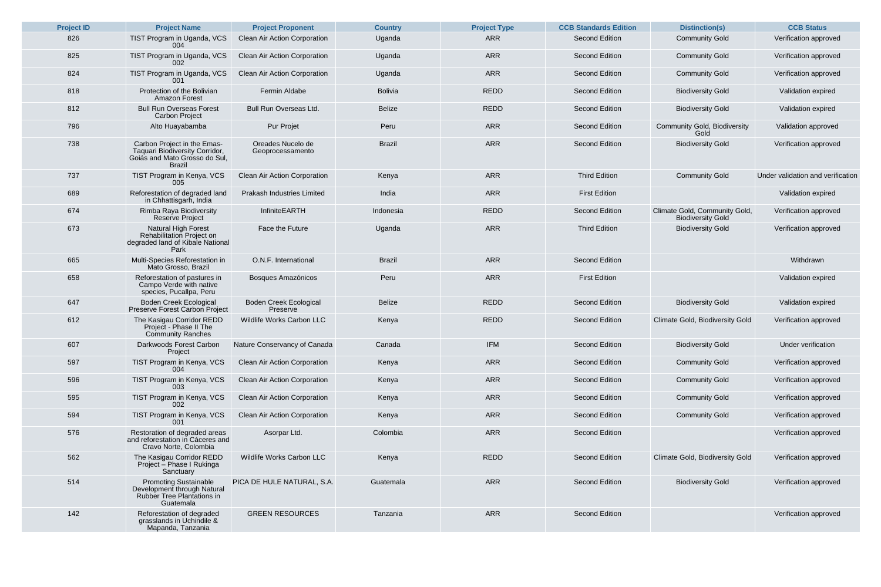| Project ID | Project Name | Project Proponent | Country | Project Type | CCB Standards Edition | Distinction(s) | CCB Status |
|---|---|---|---|---|---|---|---|
| 826 | TIST Program in Uganda, VCS 004 | Clean Air Action Corporation | Uganda | ARR | Second Edition | Community Gold | Verification approved |
| 825 | TIST Program in Uganda, VCS 002 | Clean Air Action Corporation | Uganda | ARR | Second Edition | Community Gold | Verification approved |
| 824 | TIST Program in Uganda, VCS 001 | Clean Air Action Corporation | Uganda | ARR | Second Edition | Community Gold | Verification approved |
| 818 | Protection of the Bolivian Amazon Forest | Fermin Aldabe | Bolivia | REDD | Second Edition | Biodiversity Gold | Validation expired |
| 812 | Bull Run Overseas Forest Carbon Project | Bull Run Overseas Ltd. | Belize | REDD | Second Edition | Biodiversity Gold | Validation expired |
| 796 | Alto Huayabamba | Pur Projet | Peru | ARR | Second Edition | Community Gold, Biodiversity Gold | Validation approved |
| 738 | Carbon Project in the Emas-Taquari Biodiversity Corridor, Goiás and Mato Grosso do Sul, Brazil | Oreades Nucelo de Geoprocessamento | Brazil | ARR | Second Edition | Biodiversity Gold | Verification approved |
| 737 | TIST Program in Kenya, VCS 005 | Clean Air Action Corporation | Kenya | ARR | Third Edition | Community Gold | Under validation and verification |
| 689 | Reforestation of degraded land in Chhattisgarh, India | Prakash Industries Limited | India | ARR | First Edition | | Validation expired |
| 674 | Rimba Raya Biodiversity Reserve Project | InfiniteEARTH | Indonesia | REDD | Second Edition | Climate Gold, Community Gold, Biodiversity Gold | Verification approved |
| 673 | Natural High Forest Rehabilitation Project on degraded land of Kibale National Park | Face the Future | Uganda | ARR | Third Edition | Biodiversity Gold | Verification approved |
| 665 | Multi-Species Reforestation in Mato Grosso, Brazil | O.N.F. International | Brazil | ARR | Second Edition | | Withdrawn |
| 658 | Reforestation of pastures in Campo Verde with native species, Pucallpa, Peru | Bosques Amazónicos | Peru | ARR | First Edition | | Validation expired |
| 647 | Boden Creek Ecological Preserve Forest Carbon Project | Boden Creek Ecological Preserve | Belize | REDD | Second Edition | Biodiversity Gold | Validation expired |
| 612 | The Kasigau Corridor REDD Project - Phase II The Community Ranches | Wildlife Works Carbon LLC | Kenya | REDD | Second Edition | Climate Gold, Biodiversity Gold | Verification approved |
| 607 | Darkwoods Forest Carbon Project | Nature Conservancy of Canada | Canada | IFM | Second Edition | Biodiversity Gold | Under verification |
| 597 | TIST Program in Kenya, VCS 004 | Clean Air Action Corporation | Kenya | ARR | Second Edition | Community Gold | Verification approved |
| 596 | TIST Program in Kenya, VCS 003 | Clean Air Action Corporation | Kenya | ARR | Second Edition | Community Gold | Verification approved |
| 595 | TIST Program in Kenya, VCS 002 | Clean Air Action Corporation | Kenya | ARR | Second Edition | Community Gold | Verification approved |
| 594 | TIST Program in Kenya, VCS 001 | Clean Air Action Corporation | Kenya | ARR | Second Edition | Community Gold | Verification approved |
| 576 | Restoration of degraded areas and reforestation in Cáceres and Cravo Norte, Colombia | Asorpar Ltd. | Colombia | ARR | Second Edition | | Verification approved |
| 562 | The Kasigau Corridor REDD Project – Phase I Rukinga Sanctuary | Wildlife Works Carbon LLC | Kenya | REDD | Second Edition | Climate Gold, Biodiversity Gold | Verification approved |
| 514 | Promoting Sustainable Development through Natural Rubber Tree Plantations in Guatemala | PICA DE HULE NATURAL, S.A. | Guatemala | ARR | Second Edition | Biodiversity Gold | Verification approved |
| 142 | Reforestation of degraded grasslands in Uchindile & Mapanda, Tanzania | GREEN RESOURCES | Tanzania | ARR | Second Edition | | Verification approved |